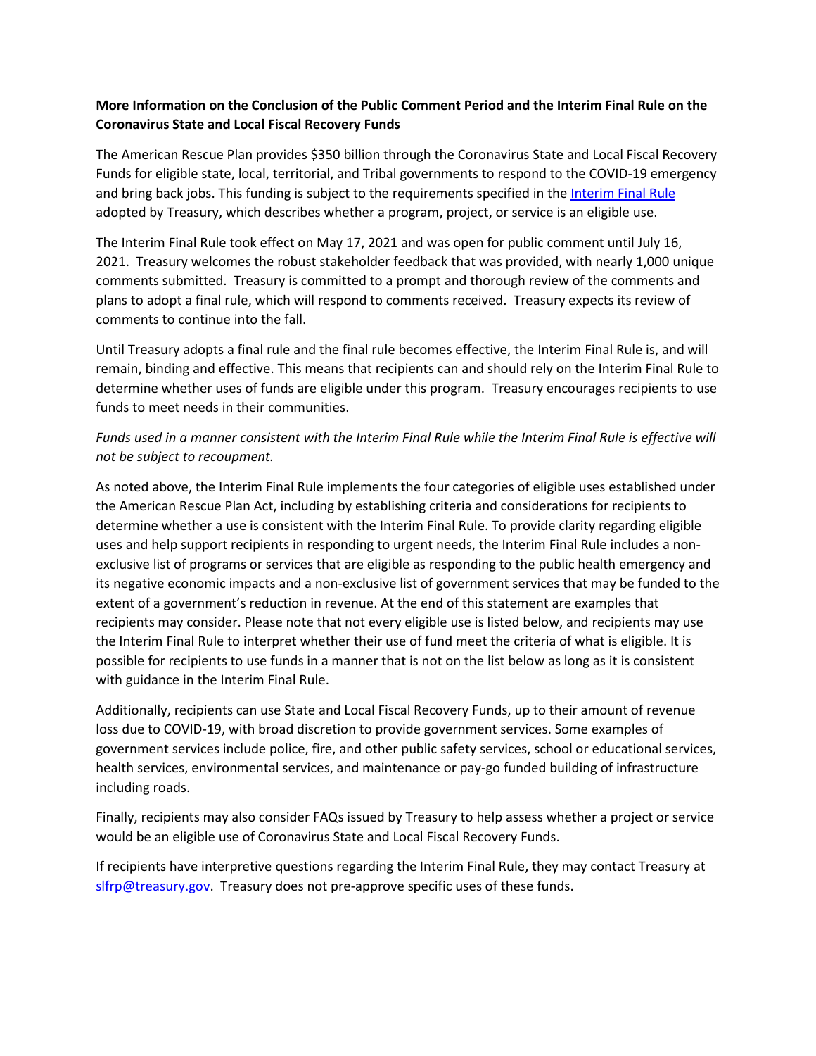**More Information on the Conclusion of the Public Comment Period and the Interim Final Rule on the Coronavirus State and Local Fiscal Recovery Funds**

The American Rescue Plan provides $350 billion through the Coronavirus State and Local Fiscal Recovery Funds for eligible state, local, territorial, and Tribal governments to respond to the COVID-19 emergency and bring back jobs. This funding is subject to the requirements specified in the [Interim Final Rule]() adopted by Treasury, which describes whether a program, project, or service is an eligible use.

The Interim Final Rule took effect on May 17, 2021 and was open for public comment until July 16, 2021. Treasury welcomes the robust stakeholder feedback that was provided, with nearly 1,000 unique comments submitted. Treasury is committed to a prompt and thorough review of the comments and plans to adopt a final rule, which will respond to comments received. Treasury expects its review of comments to continue into the fall.

Until Treasury adopts a final rule and the final rule becomes effective, the Interim Final Rule is, and will remain, binding and effective. This means that recipients can and should rely on the Interim Final Rule to determine whether uses of funds are eligible under this program. Treasury encourages recipients to use funds to meet needs in their communities.

*Funds used in a manner consistent with the Interim Final Rule while the Interim Final Rule is effective will not be subject to recoupment.*

As noted above, the Interim Final Rule implements the four categories of eligible uses established under the American Rescue Plan Act, including by establishing criteria and considerations for recipients to determine whether a use is consistent with the Interim Final Rule. To provide clarity regarding eligible uses and help support recipients in responding to urgent needs, the Interim Final Rule includes a non-exclusive list of programs or services that are eligible as responding to the public health emergency and its negative economic impacts and a non-exclusive list of government services that may be funded to the extent of a government's reduction in revenue. At the end of this statement are examples that recipients may consider. Please note that not every eligible use is listed below, and recipients may use the Interim Final Rule to interpret whether their use of fund meet the criteria of what is eligible. It is possible for recipients to use funds in a manner that is not on the list below as long as it is consistent with guidance in the Interim Final Rule.

Additionally, recipients can use State and Local Fiscal Recovery Funds, up to their amount of revenue loss due to COVID-19, with broad discretion to provide government services. Some examples of government services include police, fire, and other public safety services, school or educational services, health services, environmental services, and maintenance or pay-go funded building of infrastructure including roads.

Finally, recipients may also consider FAQs issued by Treasury to help assess whether a project or service would be an eligible use of Coronavirus State and Local Fiscal Recovery Funds.

If recipients have interpretive questions regarding the Interim Final Rule, they may contact Treasury at [slfrp@treasury.gov](mailto:slfrp@treasury.gov). Treasury does not pre-approve specific uses of these funds.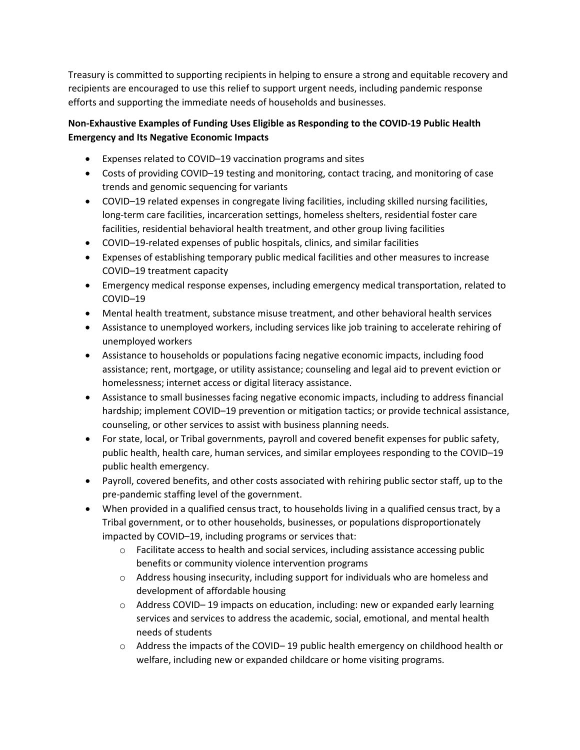Treasury is committed to supporting recipients in helping to ensure a strong and equitable recovery and recipients are encouraged to use this relief to support urgent needs, including pandemic response efforts and supporting the immediate needs of households and businesses.

**Non-Exhaustive Examples of Funding Uses Eligible as Responding to the COVID-19 Public Health Emergency and Its Negative Economic Impacts**

- Expenses related to COVID–19 vaccination programs and sites
- Costs of providing COVID–19 testing and monitoring, contact tracing, and monitoring of case trends and genomic sequencing for variants
- COVID–19 related expenses in congregate living facilities, including skilled nursing facilities, long-term care facilities, incarceration settings, homeless shelters, residential foster care facilities, residential behavioral health treatment, and other group living facilities
- COVID–19-related expenses of public hospitals, clinics, and similar facilities
- Expenses of establishing temporary public medical facilities and other measures to increase COVID–19 treatment capacity
- Emergency medical response expenses, including emergency medical transportation, related to COVID–19
- Mental health treatment, substance misuse treatment, and other behavioral health services
- Assistance to unemployed workers, including services like job training to accelerate rehiring of unemployed workers
- Assistance to households or populations facing negative economic impacts, including food assistance; rent, mortgage, or utility assistance; counseling and legal aid to prevent eviction or homelessness; internet access or digital literacy assistance.
- Assistance to small businesses facing negative economic impacts, including to address financial hardship; implement COVID–19 prevention or mitigation tactics; or provide technical assistance, counseling, or other services to assist with business planning needs.
- For state, local, or Tribal governments, payroll and covered benefit expenses for public safety, public health, health care, human services, and similar employees responding to the COVID–19 public health emergency.
- Payroll, covered benefits, and other costs associated with rehiring public sector staff, up to the pre-pandemic staffing level of the government.
- When provided in a qualified census tract, to households living in a qualified census tract, by a Tribal government, or to other households, businesses, or populations disproportionately impacted by COVID–19, including programs or services that:
  - Facilitate access to health and social services, including assistance accessing public benefits or community violence intervention programs
  - Address housing insecurity, including support for individuals who are homeless and development of affordable housing
  - Address COVID– 19 impacts on education, including: new or expanded early learning services and services to address the academic, social, emotional, and mental health needs of students
  - Address the impacts of the COVID– 19 public health emergency on childhood health or welfare, including new or expanded childcare or home visiting programs.